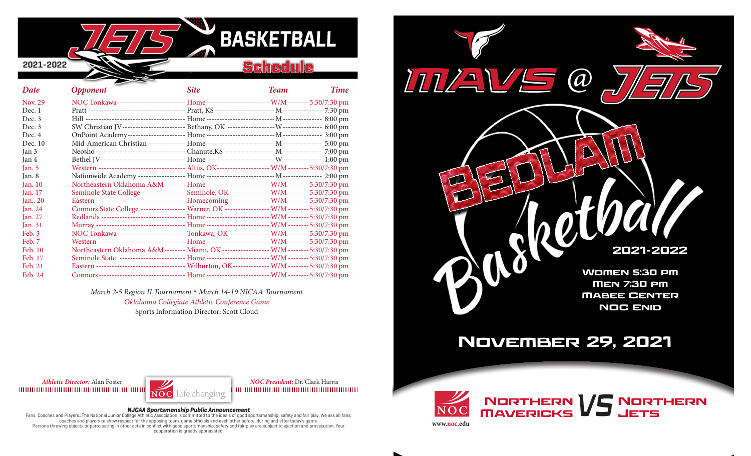# JETS BASKETBALL

2021-2022

## Schedule

| Date | Opponent | Site | Team | Time |
|---|---|---|---|---|
| Nov. 29 | NOC Tonkawa | Home | W/M | 5:30/7:30 pm |
| Dec. 1 | Pratt | Pratt, KS | M | 7:30 pm |
| Dec. 3 | Hill | Home | M | 8:00 pm |
| Dec. 3 | SW Christian JV | Bethany, OK | W | 6:00 pm |
| Dec. 4 | OnPoint Academy | Home | M | 3:00 pm |
| Dec. 10 | Mid-American Christian | Home | M | 5:00 pm |
| Jan 3 | Neosho | Chanute,KS | M | 7:00 pm |
| Jan 4 | Bethel JV | Home | W | 1:00 pm |
| Jan. 5 | Western | Altus, OK | W/M | 5:30/7:30 pm |
| Jan. 8 | Nationwide Academy | Home | M | 2:00 pm |
| Jan. 10 | Northeastern Oklahoma A&M | Home | W/M | 5:30/7:30 pm |
| Jan. 17 | Seminole State College | Seminole, OK | W/M | 5:30/7:30 pm |
| Jan.. 20 | Eastern | Homecoming | W/M | 5:30/7:30 pm |
| Jan. 24 | Connors State College | Warner, OK | W/M | 5:30/7:30 pm |
| Jan. 27 | Redlands | Home | W/M | 5:30/7:30 pm |
| Jan. 31 | Murray | Home | W/M | 5:30/7:30 pm |
| Feb. 3 | NOC Tonkawa | Tonkawa, OK | W/M | 5:30/7:30 pm |
| Feb. 7 | Western | Home | W/M | 5:30/7:30 pm |
| Feb. 10 | Northeastern Oklahoma A&M | Miami, OK | W/M | 5:30/7:30 pm |
| Feb. 17 | Seminole State | Home | W/M | 5:30/7:30 pm |
| Feb. 21 | Eastern | Wilburton, OK | W/M | 5:30/7:30 pm |
| Feb. 24 | Connors | Home | W/M | 5:30/7:30 pm |

*March 2-5 Region II Tournament ▪ March 14-19 NJCAA Tournament*

*Oklahoma Collegiate Athletic Conference Game*

Sports Information Director: Scott Cloud

***Athletic Director:*** Alan Foster

NOC Life changing.

***NOC President:*** Dr. Clark Harris

***NJCAA Sportsmanship Public Announcement***

Fans, Coaches and Players...The National Junior College Athletic Association is committed to the ideals of good sportsmanship, safety and fair play. We ask all fans, coaches and players to show respect for the opposing team, game officials and each other before, during and after today's game. Persons throwing objects or partcipating in other acts in conflict with good sportsmanship, safety and fair play are subject to ejection and prosecution. Your cooperation is greatly appreciated.

# MAVS @ JETS

## BEDLAM Basketball

2021-2022

WOMEN 5:30 PM
MEN 7:30 PM
MABEE CENTER
NOC ENID

## NOVEMBER 29, 2021

NOC
www.noc.edu

NORTHERN MAVERICKS VS NORTHERN JETS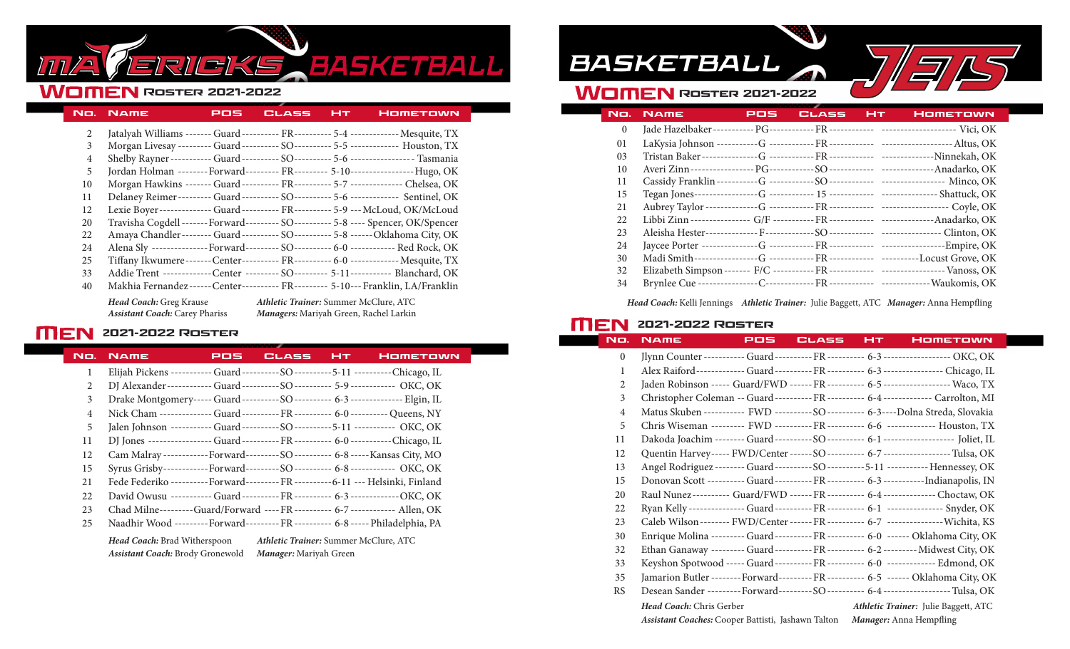# MAVERICKS BASKETBALL

## WOMEN ROSTER 2021-2022

| No. | Name | Pos | Class | Ht | Hometown |
|---|---|---|---|---|---|
| 2 | Jatalyah Williams | Guard | FR | 5-4 | Mesquite, TX |
| 3 | Morgan Livesay | Guard | SO | 5-5 | Houston, TX |
| 4 | Shelby Rayner | Guard | SO | 5-6 | Tasmania |
| 5 | Jordan Holman | Forward | FR | 5-10 | Hugo, OK |
| 10 | Morgan Hawkins | Guard | FR | 5-7 | Chelsea, OK |
| 11 | Delaney Reimer | Guard | SO | 5-6 | Sentinel, OK |
| 12 | Lexie Boyer | Guard | FR | 5-9 | McLoud, OK/McLoud |
| 20 | Travisha Cogdell | Forward | SO | 5-8 | Spencer, OK/Spencer |
| 22 | Amaya Chandler | Guard | SO | 5-8 | Oklahoma City, OK |
| 24 | Alena Sly | Forward | SO | 6-0 | Red Rock, OK |
| 25 | Tiffany Ikwumere | Center | FR | 6-0 | Mesquite, TX |
| 33 | Addie Trent | Center | SO | 5-11 | Blanchard, OK |
| 40 | Makhia Fernandez | Center | FR | 5-10 | Franklin, LA/Franklin |

***Head Coach:*** Greg Krause
***Assistant Coach:*** Carey Phariss
***Athletic Trainer:*** Summer McClure, ATC
***Managers:*** Mariyah Green, Rachel Larkin

## MEN 2021-2022 ROSTER

| No. | Name | Pos | Class | Ht | Hometown |
|---|---|---|---|---|---|
| 1 | Elijah Pickens | Guard | SO | 5-11 | Chicago, IL |
| 2 | DJ Alexander | Guard | SO | 5-9 | OKC, OK |
| 3 | Drake Montgomery | Guard | SO | 6-3 | Elgin, IL |
| 4 | Nick Cham | Guard | FR | 6-0 | Queens, NY |
| 5 | Jalen Johnson | Guard | SO | 5-11 | OKC, OK |
| 11 | DJ Jones | Guard | FR | 6-0 | Chicago, IL |
| 12 | Cam Malray | Forward | SO | 6-8 | Kansas City, MO |
| 15 | Syrus Grisby | Forward | SO | 6-8 | OKC, OK |
| 21 | Fede Federiko | Forward | FR | 6-11 | Helsinki, Finland |
| 22 | David Owusu | Guard | FR | 6-3 | OKC, OK |
| 23 | Chad Milne | Guard/Forward | FR | 6-7 | Allen, OK |
| 25 | Naadhir Wood | Forward | FR | 6-8 | Philadelphia, PA |

***Head Coach:*** Brad Witherspoon
***Assistant Coach:*** Brody Gronewold
***Athletic Trainer:*** Summer McClure, ATC
***Manager:*** Mariyah Green

# BASKETBALL JETS

## WOMEN ROSTER 2021-2022

| No. | Name | Pos | Class | Ht | Hometown |
|---|---|---|---|---|---|
| 0 | Jade Hazelbaker | PG | FR | | Vici, OK |
| 01 | LaKysia Johnson | G | FR | | Altus, OK |
| 03 | Tristan Baker | G | FR | | Ninnekah, OK |
| 10 | Averi Zinn | PG | SO | | Anadarko, OK |
| 11 | Cassidy Franklin | G | SO | | Minco, OK |
| 15 | Tegan Jones | G | 15 | | Shattuck, OK |
| 21 | Aubrey Taylor | G | FR | | Coyle, OK |
| 22 | Libbi Zinn | G/F | FR | | Anadarko, OK |
| 23 | Aleisha Hester | F | SO | | Clinton, OK |
| 24 | Jaycee Porter | G | FR | | Empire, OK |
| 30 | Madi Smith | G | FR | | Locust Grove, OK |
| 32 | Elizabeth Simpson | F/C | FR | | Vanoss, OK |
| 34 | Brynlee Cue | C | FR | | Waukomis, OK |

***Head Coach:*** Kelli Jennings ***Athletic Trainer:*** Julie Baggett, ATC ***Manager:*** Anna Hempfling

## MEN 2021-2022 ROSTER

| No. | Name | Pos | Class | Ht | Hometown |
|---|---|---|---|---|---|
| 0 | Jlynn Counter | Guard | FR | 6-3 | OKC, OK |
| 1 | Alex Raiford | Guard | FR | 6-3 | Chicago, IL |
| 2 | Jaden Robinson | Guard/FWD | FR | 6-5 | Waco, TX |
| 3 | Christopher Coleman | Guard | FR | 6-4 | Carrolton, MI |
| 4 | Matus Skuben | FWD | SO | 6-3 | Dolna Streda, Slovakia |
| 5 | Chris Wiseman | FWD | FR | 6-6 | Houston, TX |
| 11 | Dakoda Joachim | Guard | SO | 6-1 | Joliet, IL |
| 12 | Quentin Harvey | FWD/Center | SO | 6-7 | Tulsa, OK |
| 13 | Angel Rodriguez | Guard | SO | 5-11 | Hennessey, OK |
| 15 | Donovan Scott | Guard | FR | 6-3 | Indianapolis, IN |
| 20 | Raul Nunez | Guard/FWD | FR | 6-4 | Choctaw, OK |
| 22 | Ryan Kelly | Guard | FR | 6-1 | Snyder, OK |
| 23 | Caleb Wilson | FWD/Center | FR | 6-7 | Wichita, KS |
| 30 | Enrique Molina | Guard | FR | 6-0 | Oklahoma City, OK |
| 32 | Ethan Ganaway | Guard | FR | 6-2 | Midwest City, OK |
| 33 | Keyshon Spotwood | Guard | FR | 6-0 | Edmond, OK |
| 35 | Jamarion Butler | Forward | FR | 6-5 | Oklahoma City, OK |
| RS | Desean Sander | Forward | SO | 6-4 | Tulsa, OK |

***Head Coach:*** Chris Gerber
***Assistant Coaches:*** Cooper Battisti, Jashawn Talton
***Athletic Trainer:*** Julie Baggett, ATC
***Manager:*** Anna Hempfling